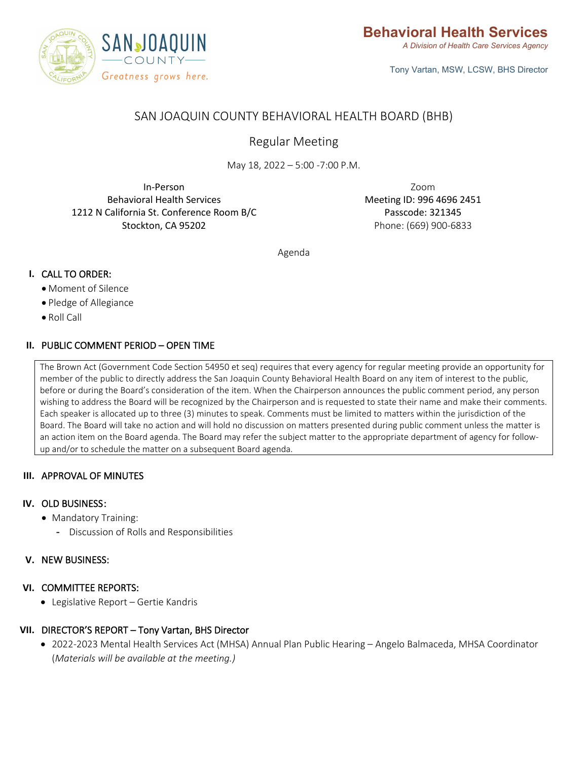SAN JOAQUIN COUNTY
Greatness grows here.

**Behavioral Health Services**
*A Division of Health Care Services Agency*

Tony Vartan, MSW, LCSW, BHS Director

# SAN JOAQUIN COUNTY BEHAVIORAL HEALTH BOARD (BHB)

## Regular Meeting

May 18, 2022 – 5:00 -7:00 P.M.

In-Person
Behavioral Health Services
1212 N California St. Conference Room B/C
Stockton, CA 95202

Zoom
Meeting ID: 996 4696 2451
Passcode: 321345
Phone: (669) 900-6833

Agenda

**I. CALL TO ORDER:**
- Moment of Silence
- Pledge of Allegiance
- Roll Call

**II. PUBLIC COMMENT PERIOD – OPEN TIME**

The Brown Act (Government Code Section 54950 et seq) requires that every agency for regular meeting provide an opportunity for member of the public to directly address the San Joaquin County Behavioral Health Board on any item of interest to the public, before or during the Board's consideration of the item. When the Chairperson announces the public comment period, any person wishing to address the Board will be recognized by the Chairperson and is requested to state their name and make their comments. Each speaker is allocated up to three (3) minutes to speak. Comments must be limited to matters within the jurisdiction of the Board. The Board will take no action and will hold no discussion on matters presented during public comment unless the matter is an action item on the Board agenda. The Board may refer the subject matter to the appropriate department of agency for follow-up and/or to schedule the matter on a subsequent Board agenda.

**III. APPROVAL OF MINUTES**

**IV. OLD BUSINESS:**
- Mandatory Training:
  - Discussion of Rolls and Responsibilities

**V. NEW BUSINESS:**

**VI. COMMITTEE REPORTS:**
- Legislative Report – Gertie Kandris

**VII. DIRECTOR'S REPORT – Tony Vartan, BHS Director**
- 2022-2023 Mental Health Services Act (MHSA) Annual Plan Public Hearing – Angelo Balmaceda, MHSA Coordinator (*Materials will be available at the meeting.)*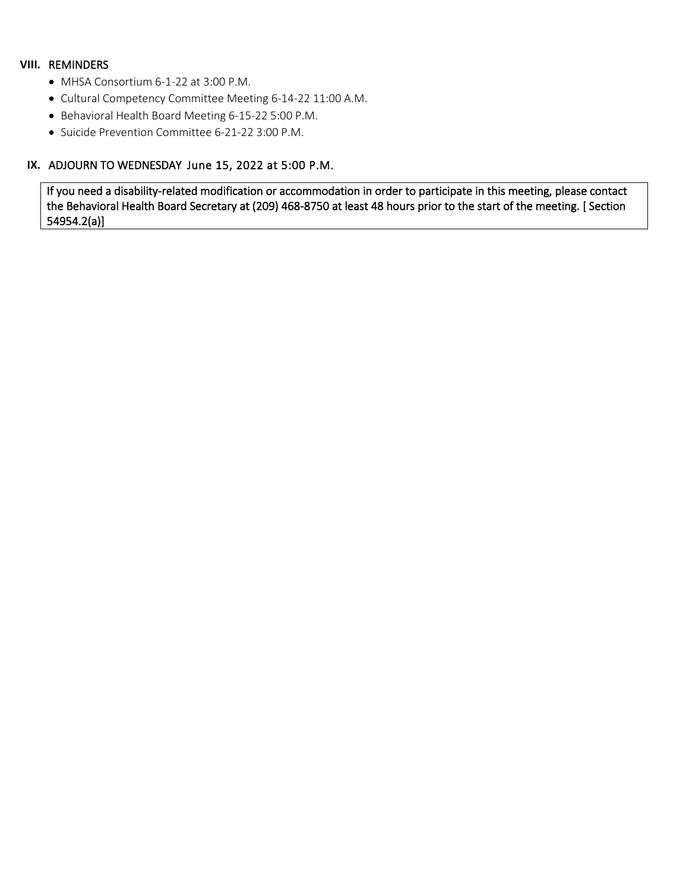## VIII. REMINDERS

- MHSA Consortium 6-1-22 at 3:00 P.M.
- Cultural Competency Committee Meeting 6-14-22 11:00 A.M.
- Behavioral Health Board Meeting 6-15-22 5:00 P.M.
- Suicide Prevention Committee 6-21-22 3:00 P.M.

## IX. ADJOURN TO WEDNESDAY June 15, 2022 at 5:00 P.M.

If you need a disability-related modification or accommodation in order to participate in this meeting, please contact the Behavioral Health Board Secretary at (209) 468-8750 at least 48 hours prior to the start of the meeting. [ Section 54954.2(a)]